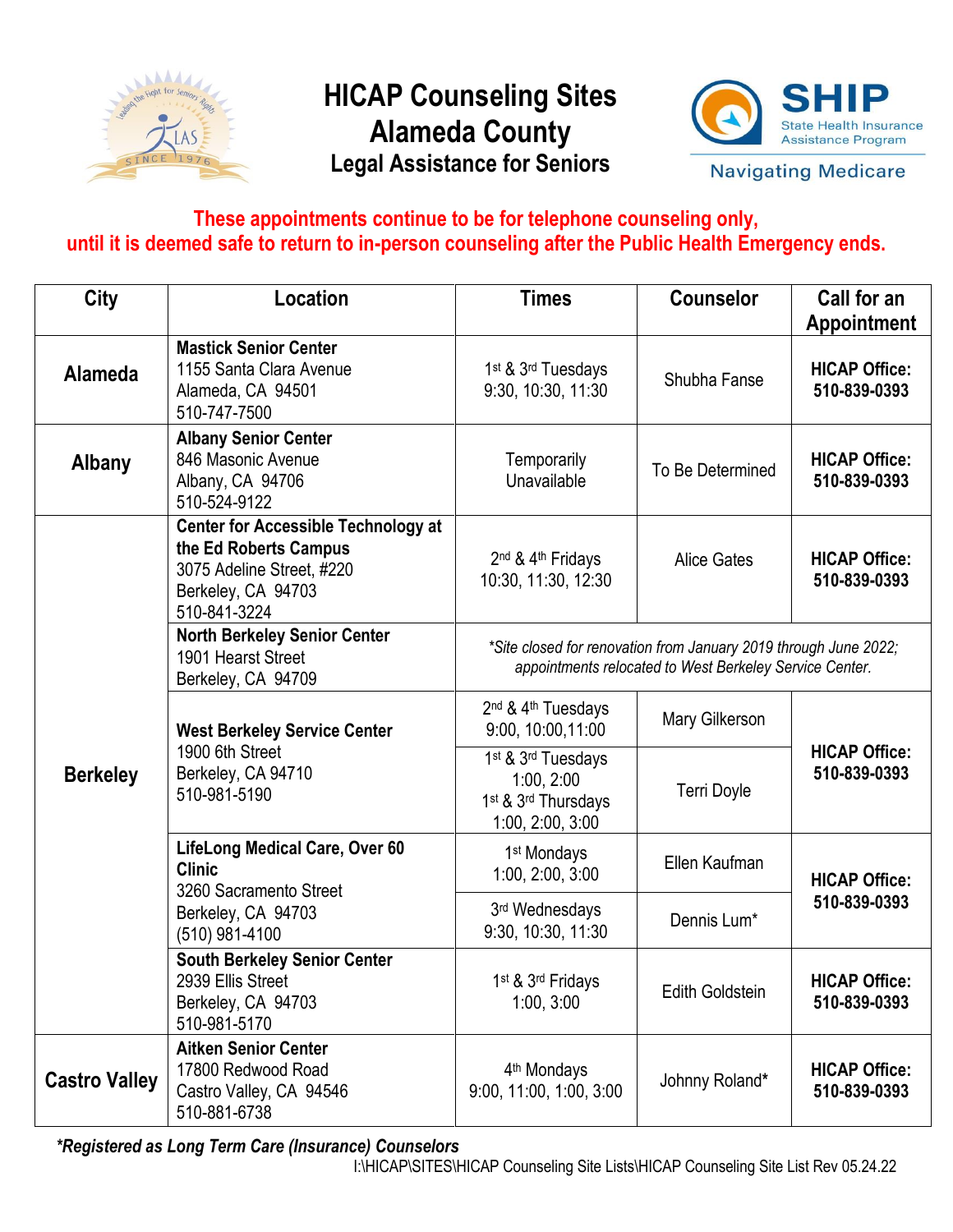# HICAP Counseling Sites
# Alameda County
## Legal Assistance for Seniors

SHIP State Health Insurance Assistance Program

Navigating Medicare

**These appointments continue to be for telephone counseling only, until it is deemed safe to return to in-person counseling after the Public Health Emergency ends.**

| City | Location | Times | Counselor | Call for an Appointment |
|---|---|---|---|---|
| **Alameda** | **Mastick Senior Center** 1155 Santa Clara Avenue Alameda, CA 94501 510-747-7500 | 1st & 3rd Tuesdays 9:30, 10:30, 11:30 | Shubha Fanse | **HICAP Office: 510-839-0393** |
| **Albany** | **Albany Senior Center** 846 Masonic Avenue Albany, CA 94706 510-524-9122 | Temporarily Unavailable | To Be Determined | **HICAP Office: 510-839-0393** |
| **Berkeley** | **Center for Accessible Technology at the Ed Roberts Campus** 3075 Adeline Street, #220 Berkeley, CA 94703 510-841-3224 | 2nd & 4th Fridays 10:30, 11:30, 12:30 | Alice Gates | **HICAP Office: 510-839-0393** |
| | **North Berkeley Senior Center** 1901 Hearst Street Berkeley, CA 94709 | *\*Site closed for renovation from January 2019 through June 2022; appointments relocated to West Berkeley Service Center.* | | |
| | **West Berkeley Service Center** 1900 6th Street Berkeley, CA 94710 510-981-5190 | 2nd & 4th Tuesdays 9:00, 10:00,11:00 | Mary Gilkerson | **HICAP Office: 510-839-0393** |
| | | 1st & 3rd Tuesdays 1:00, 2:00 1st & 3rd Thursdays 1:00, 2:00, 3:00 | Terri Doyle | |
| | **LifeLong Medical Care, Over 60 Clinic** 3260 Sacramento Street Berkeley, CA 94703 (510) 981-4100 | 1st Mondays 1:00, 2:00, 3:00 | Ellen Kaufman | **HICAP Office: 510-839-0393** |
| | | 3rd Wednesdays 9:30, 10:30, 11:30 | Dennis Lum* | |
| | **South Berkeley Senior Center** 2939 Ellis Street Berkeley, CA 94703 510-981-5170 | 1st & 3rd Fridays 1:00, 3:00 | Edith Goldstein | **HICAP Office: 510-839-0393** |
| **Castro Valley** | **Aitken Senior Center** 17800 Redwood Road Castro Valley, CA 94546 510-881-6738 | 4th Mondays 9:00, 11:00, 1:00, 3:00 | Johnny Roland* | **HICAP Office: 510-839-0393** |

***Registered as Long Term Care (Insurance) Counselors**

I:\HICAP\SITES\HICAP Counseling Site Lists\HICAP Counseling Site List Rev 05.24.22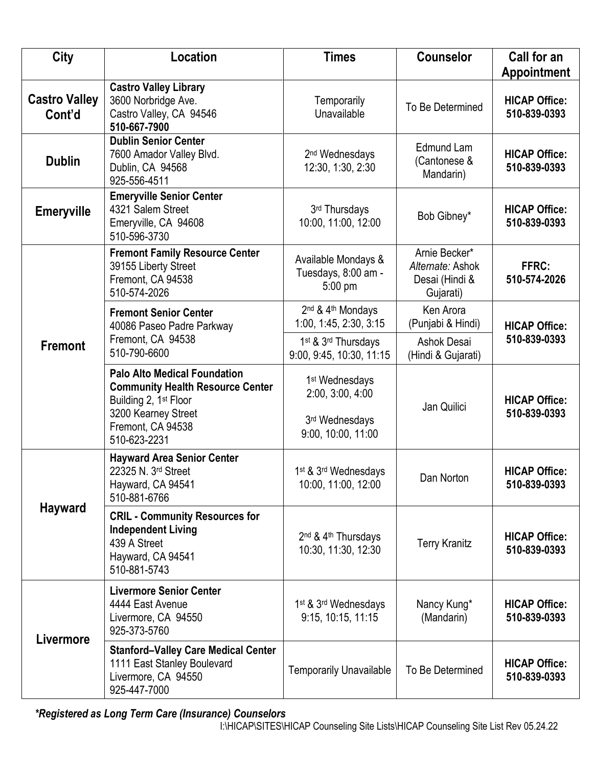| City | Location | Times | Counselor | Call for an Appointment |
|---|---|---|---|---|
| **Castro Valley Cont'd** | **Castro Valley Library**<br>3600 Norbridge Ave.<br>Castro Valley, CA 94546<br>**510-667-7900** | Temporarily Unavailable | To Be Determined | **HICAP Office: 510-839-0393** |
| **Dublin** | **Dublin Senior Center**<br>7600 Amador Valley Blvd.<br>Dublin, CA 94568<br>925-556-4511 | 2nd Wednesdays<br>12:30, 1:30, 2:30 | Edmund Lam (Cantonese & Mandarin) | **HICAP Office: 510-839-0393** |
| **Emeryville** | **Emeryville Senior Center**<br>4321 Salem Street<br>Emeryville, CA 94608<br>510-596-3730 | 3rd Thursdays<br>10:00, 11:00, 12:00 | Bob Gibney* | **HICAP Office: 510-839-0393** |
| **Fremont** | **Fremont Family Resource Center**<br>39155 Liberty Street<br>Fremont, CA 94538<br>510-574-2026 | Available Mondays & Tuesdays, 8:00 am - 5:00 pm | Arnie Becker*<br>*Alternate:* Ashok Desai (Hindi & Gujarati) | **FFRC: 510-574-2026** |
| | **Fremont Senior Center**<br>40086 Paseo Padre Parkway<br>Fremont, CA 94538<br>510-790-6600 | 2nd & 4th Mondays<br>1:00, 1:45, 2:30, 3:15 | Ken Arora (Punjabi & Hindi) | **HICAP Office: 510-839-0393** |
| | | 1st & 3rd Thursdays<br>9:00, 9:45, 10:30, 11:15 | Ashok Desai (Hindi & Gujarati) | |
| | **Palo Alto Medical Foundation Community Health Resource Center**<br>Building 2, 1st Floor<br>3200 Kearney Street<br>Fremont, CA 94538<br>510-623-2231 | 1st Wednesdays<br>2:00, 3:00, 4:00<br><br>3rd Wednesdays<br>9:00, 10:00, 11:00 | Jan Quilici | **HICAP Office: 510-839-0393** |
| **Hayward** | **Hayward Area Senior Center**<br>22325 N. 3rd Street<br>Hayward, CA 94541<br>510-881-6766 | 1st & 3rd Wednesdays<br>10:00, 11:00, 12:00 | Dan Norton | **HICAP Office: 510-839-0393** |
| | **CRIL - Community Resources for Independent Living**<br>439 A Street<br>Hayward, CA 94541<br>510-881-5743 | 2nd & 4th Thursdays<br>10:30, 11:30, 12:30 | Terry Kranitz | **HICAP Office: 510-839-0393** |
| **Livermore** | **Livermore Senior Center**<br>4444 East Avenue<br>Livermore, CA 94550<br>925-373-5760 | 1st & 3rd Wednesdays<br>9:15, 10:15, 11:15 | Nancy Kung* (Mandarin) | **HICAP Office: 510-839-0393** |
| | **Stanford–Valley Care Medical Center**<br>1111 East Stanley Boulevard<br>Livermore, CA 94550<br>925-447-7000 | Temporarily Unavailable | To Be Determined | **HICAP Office: 510-839-0393** |

***Registered as Long Term Care (Insurance) Counselors**

I:\HICAP\SITES\HICAP Counseling Site Lists\HICAP Counseling Site List Rev 05.24.22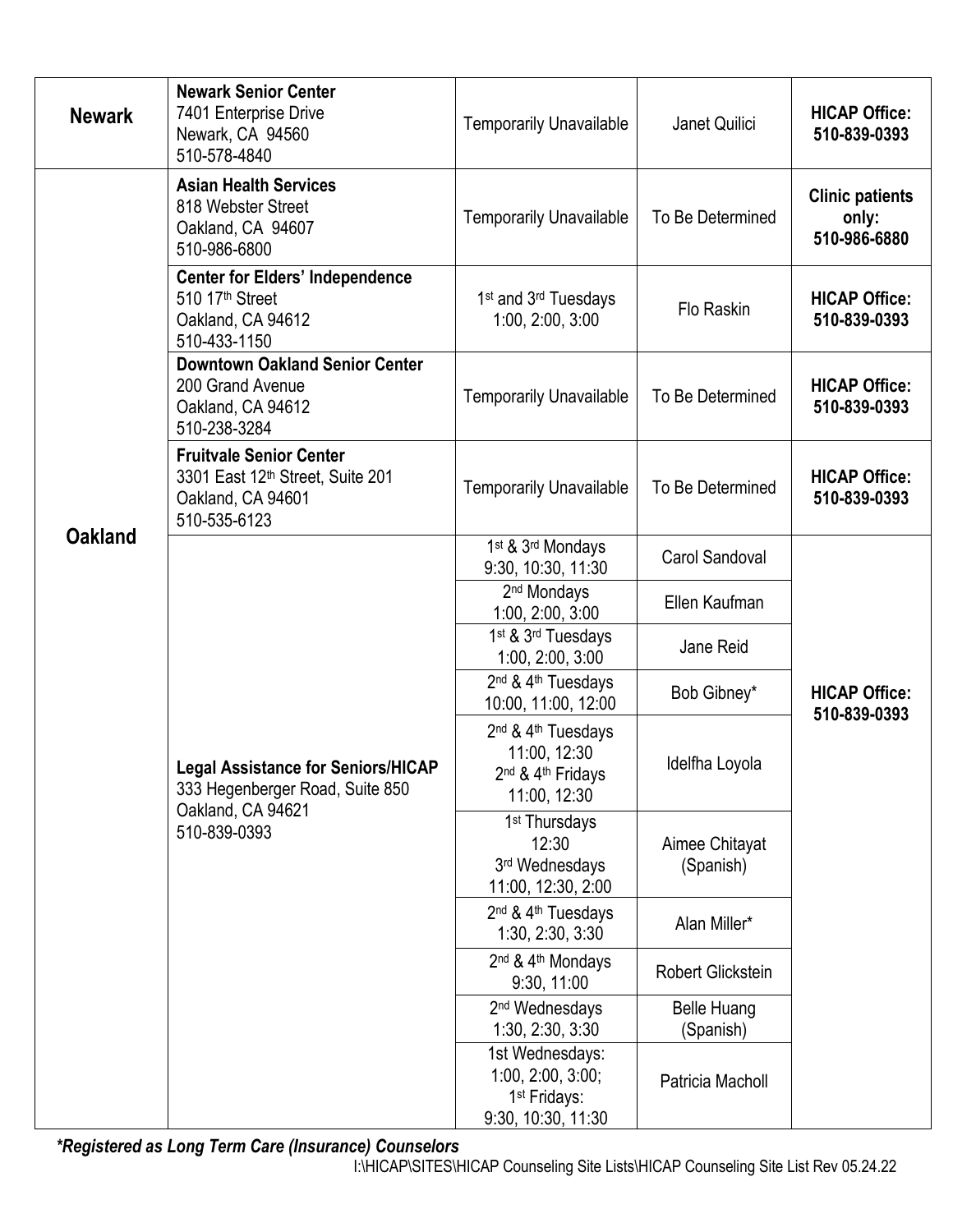| | | | | |
|---|---|---|---|---|
| **Newark** | **Newark Senior Center**<br>7401 Enterprise Drive<br>Newark, CA 94560<br>510-578-4840 | Temporarily Unavailable | Janet Quilici | **HICAP Office: 510-839-0393** |
| **Oakland** | **Asian Health Services**<br>818 Webster Street<br>Oakland, CA 94607<br>510-986-6800 | Temporarily Unavailable | To Be Determined | **Clinic patients only: 510-986-6880** |
| | **Center for Elders' Independence**<br>510 17th Street<br>Oakland, CA 94612<br>510-433-1150 | 1st and 3rd Tuesdays<br>1:00, 2:00, 3:00 | Flo Raskin | **HICAP Office: 510-839-0393** |
| | **Downtown Oakland Senior Center**<br>200 Grand Avenue<br>Oakland, CA 94612<br>510-238-3284 | Temporarily Unavailable | To Be Determined | **HICAP Office: 510-839-0393** |
| | **Fruitvale Senior Center**<br>3301 East 12th Street, Suite 201<br>Oakland, CA 94601<br>510-535-6123 | Temporarily Unavailable | To Be Determined | **HICAP Office: 510-839-0393** |
| | **Legal Assistance for Seniors/HICAP**<br>333 Hegenberger Road, Suite 850<br>Oakland, CA 94621<br>510-839-0393 | 1st & 3rd Mondays<br>9:30, 10:30, 11:30 | Carol Sandoval | **HICAP Office: 510-839-0393** |
| | | 2nd Mondays<br>1:00, 2:00, 3:00 | Ellen Kaufman | |
| | | 1st & 3rd Tuesdays<br>1:00, 2:00, 3:00 | Jane Reid | |
| | | 2nd & 4th Tuesdays<br>10:00, 11:00, 12:00 | Bob Gibney* | |
| | | 2nd & 4th Tuesdays<br>11:00, 12:30<br>2nd & 4th Fridays<br>11:00, 12:30 | Idelfha Loyola | |
| | | 1st Thursdays<br>12:30<br>3rd Wednesdays<br>11:00, 12:30, 2:00 | Aimee Chitayat (Spanish) | |
| | | 2nd & 4th Tuesdays<br>1:30, 2:30, 3:30 | Alan Miller* | |
| | | 2nd & 4th Mondays<br>9:30, 11:00 | Robert Glickstein | |
| | | 2nd Wednesdays<br>1:30, 2:30, 3:30 | Belle Huang (Spanish) | |
| | | 1st Wednesdays:<br>1:00, 2:00, 3:00;<br>1st Fridays:<br>9:30, 10:30, 11:30 | Patricia Macholl | |

***Registered as Long Term Care (Insurance) Counselors***

I:\HICAP\SITES\HICAP Counseling Site Lists\HICAP Counseling Site List Rev 05.24.22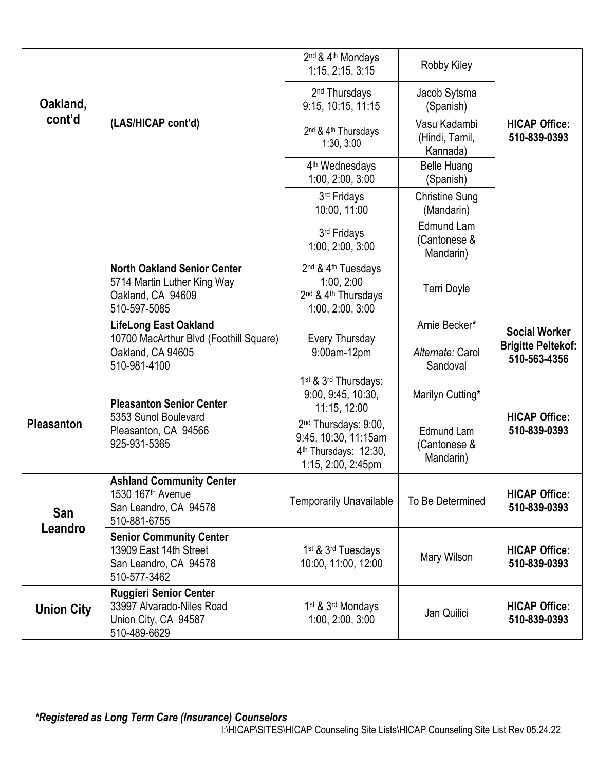| | | | | |
|---|---|---|---|---|
| **Oakland, cont'd** | **(LAS/HICAP cont'd)** | 2nd & 4th Mondays 1:15, 2:15, 3:15 | Robby Kiley | **HICAP Office: 510-839-0393** |
| | | 2nd Thursdays 9:15, 10:15, 11:15 | Jacob Sytsma (Spanish) | |
| | | 2nd & 4th Thursdays 1:30, 3:00 | Vasu Kadambi (Hindi, Tamil, Kannada) | |
| | | 4th Wednesdays 1:00, 2:00, 3:00 | Belle Huang (Spanish) | |
| | | 3rd Fridays 10:00, 11:00 | Christine Sung (Mandarin) | |
| | | 3rd Fridays 1:00, 2:00, 3:00 | Edmund Lam (Cantonese & Mandarin) | |
| | **North Oakland Senior Center** 5714 Martin Luther King Way Oakland, CA 94609 510-597-5085 | 2nd & 4th Tuesdays 1:00, 2:00 2nd & 4th Thursdays 1:00, 2:00, 3:00 | Terri Doyle | |
| | **LifeLong East Oakland** 10700 MacArthur Blvd (Foothill Square) Oakland, CA 94605 510-981-4100 | Every Thursday 9:00am-12pm | Arnie Becker* *Alternate:* Carol Sandoval | **Social Worker Brigitte Peltekof: 510-563-4356** |
| **Pleasanton** | **Pleasanton Senior Center** 5353 Sunol Boulevard Pleasanton, CA 94566 925-931-5365 | 1st & 3rd Thursdays: 9:00, 9:45, 10:30, 11:15, 12:00 | Marilyn Cutting* | **HICAP Office: 510-839-0393** |
| | | 2nd Thursdays: 9:00, 9:45, 10:30, 11:15am 4th Thursdays: 12:30, 1:15, 2:00, 2:45pm | Edmund Lam (Cantonese & Mandarin) | |
| **San Leandro** | **Ashland Community Center** 1530 167th Avenue San Leandro, CA 94578 510-881-6755 | Temporarily Unavailable | To Be Determined | **HICAP Office: 510-839-0393** |
| | **Senior Community Center** 13909 East 14th Street San Leandro, CA 94578 510-577-3462 | 1st & 3rd Tuesdays 10:00, 11:00, 12:00 | Mary Wilson | **HICAP Office: 510-839-0393** |
| **Union City** | **Ruggieri Senior Center** 33997 Alvarado-Niles Road Union City, CA 94587 510-489-6629 | 1st & 3rd Mondays 1:00, 2:00, 3:00 | Jan Quilici | **HICAP Office: 510-839-0393** |

***Registered as Long Term Care (Insurance) Counselors**

I:\HICAP\SITES\HICAP Counseling Site Lists\HICAP Counseling Site List Rev 05.24.22